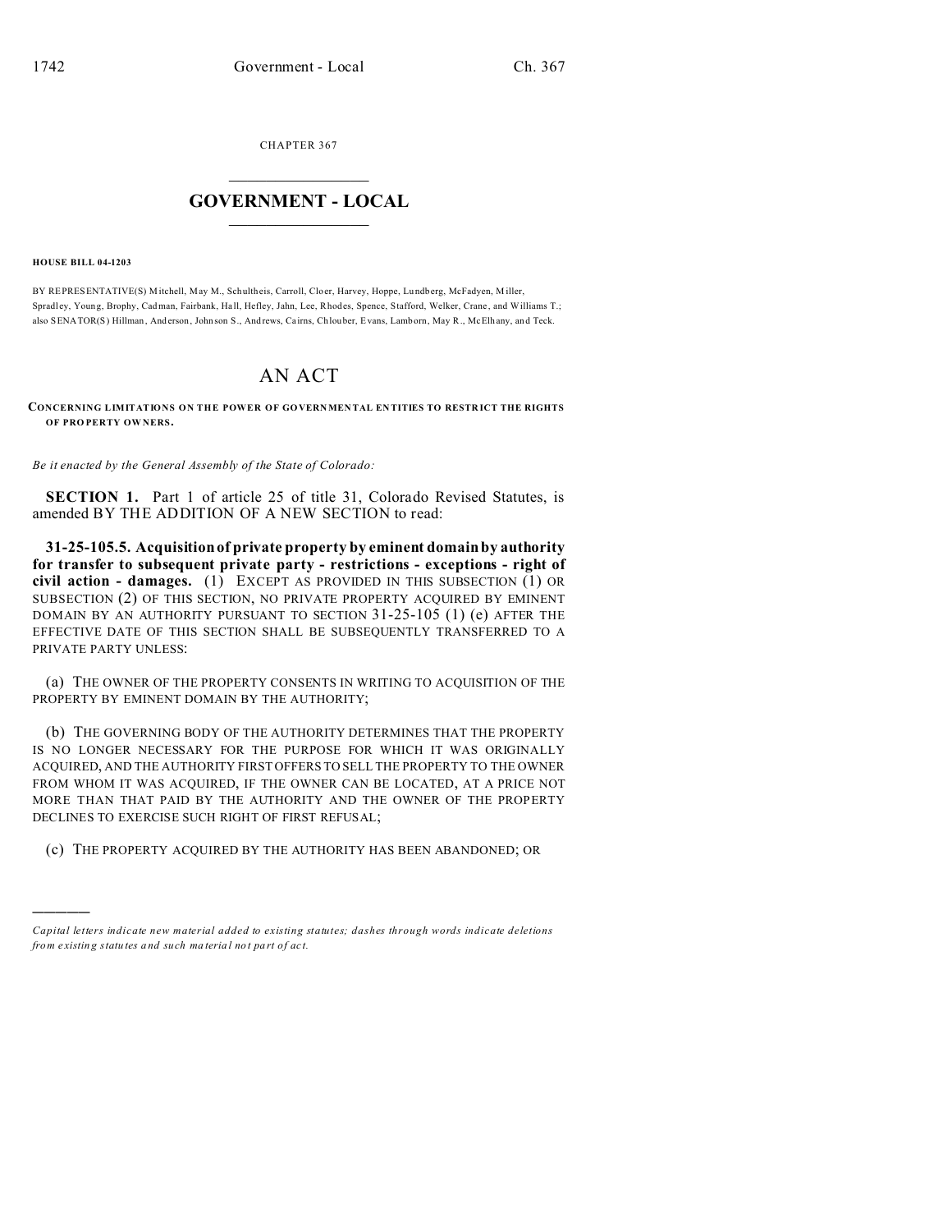CHAPTER 367

# GOVERNMENT - LOCAL

**HOUSE BILL 04-1203**

BY REPRESENTATIVE(S) Mitchell, May M., Schultheis, Carroll, Cloer, Harvey, Hoppe, Lundberg, McFadyen, Miller, Spradley, Young, Brophy, Cadman, Fairbank, Hall, Hefley, Jahn, Lee, Rhodes, Spence, Stafford, Welker, Crane, and Williams T.; also SENATOR(S) Hillman, Anderson, Johnson S., Andrews, Cairns, Chlouber, Evans, Lamborn, May R., McElhany, and Teck.

# AN ACT

**CONCERNING LIMITATIONS ON THE POWER OF GOVERNMENTAL ENTITIES TO RESTRICT THE RIGHTS OF PROPERTY OWNERS.**

*Be it enacted by the General Assembly of the State of Colorado:*

**SECTION 1.** Part 1 of article 25 of title 31, Colorado Revised Statutes, is amended BY THE ADDITION OF A NEW SECTION to read:

**31-25-105.5. Acquisition of private property by eminent domain by authority for transfer to subsequent private party - restrictions - exceptions - right of civil action - damages.** (1) EXCEPT AS PROVIDED IN THIS SUBSECTION (1) OR SUBSECTION (2) OF THIS SECTION, NO PRIVATE PROPERTY ACQUIRED BY EMINENT DOMAIN BY AN AUTHORITY PURSUANT TO SECTION 31-25-105 (1) (e) AFTER THE EFFECTIVE DATE OF THIS SECTION SHALL BE SUBSEQUENTLY TRANSFERRED TO A PRIVATE PARTY UNLESS:

(a) THE OWNER OF THE PROPERTY CONSENTS IN WRITING TO ACQUISITION OF THE PROPERTY BY EMINENT DOMAIN BY THE AUTHORITY;

(b) THE GOVERNING BODY OF THE AUTHORITY DETERMINES THAT THE PROPERTY IS NO LONGER NECESSARY FOR THE PURPOSE FOR WHICH IT WAS ORIGINALLY ACQUIRED, AND THE AUTHORITY FIRST OFFERS TO SELL THE PROPERTY TO THE OWNER FROM WHOM IT WAS ACQUIRED, IF THE OWNER CAN BE LOCATED, AT A PRICE NOT MORE THAN THAT PAID BY THE AUTHORITY AND THE OWNER OF THE PROPERTY DECLINES TO EXERCISE SUCH RIGHT OF FIRST REFUSAL;

(c) THE PROPERTY ACQUIRED BY THE AUTHORITY HAS BEEN ABANDONED; OR

*Capital letters indicate new material added to existing statutes; dashes through words indicate deletions from existing statutes and such material not part of act.*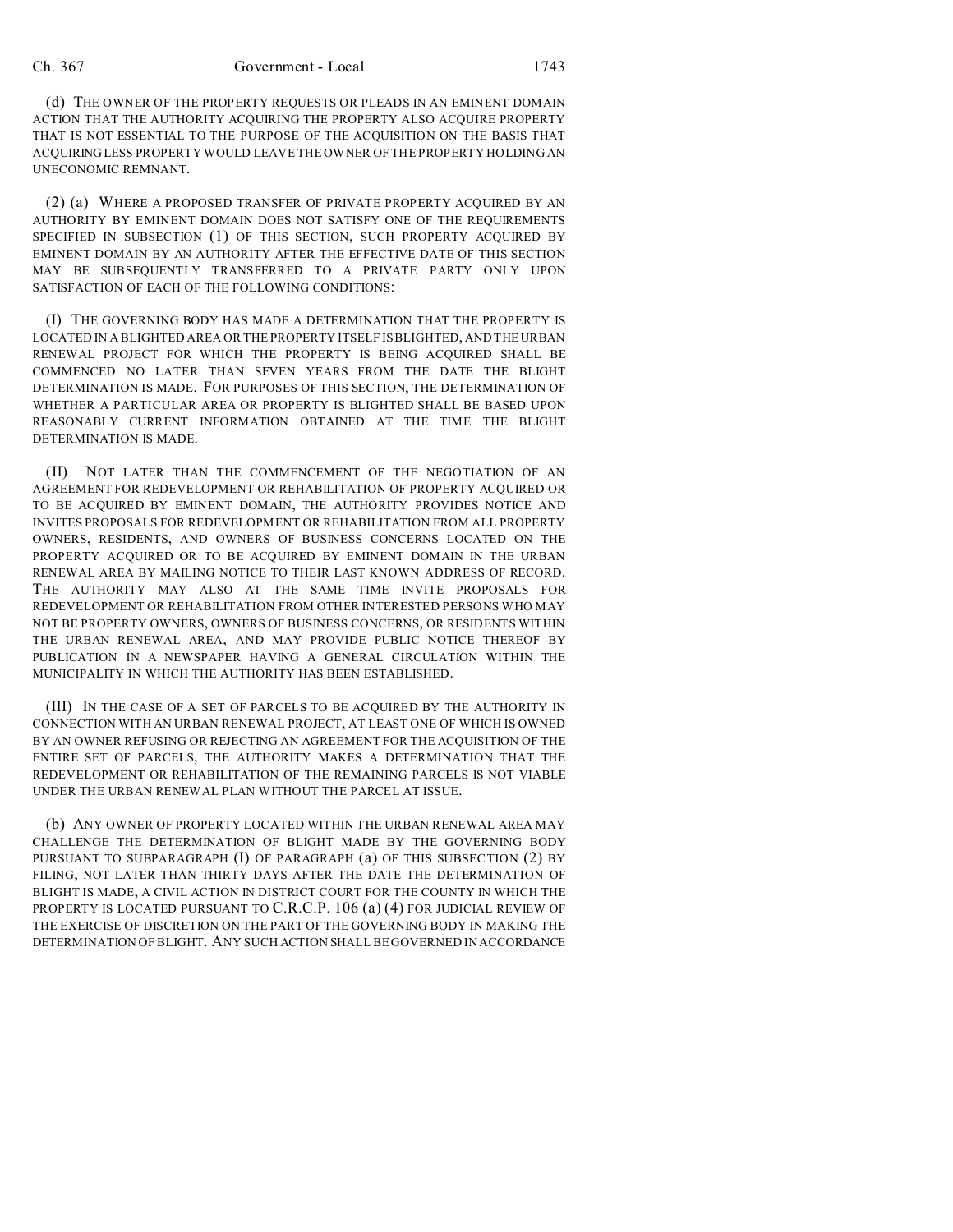(d) THE OWNER OF THE PROPERTY REQUESTS OR PLEADS IN AN EMINENT DOMAIN ACTION THAT THE AUTHORITY ACQUIRING THE PROPERTY ALSO ACQUIRE PROPERTY THAT IS NOT ESSENTIAL TO THE PURPOSE OF THE ACQUISITION ON THE BASIS THAT ACQUIRING LESS PROPERTY WOULD LEAVE THE OWNER OF THE PROPERTY HOLDING AN UNECONOMIC REMNANT.

(2) (a) WHERE A PROPOSED TRANSFER OF PRIVATE PROPERTY ACQUIRED BY AN AUTHORITY BY EMINENT DOMAIN DOES NOT SATISFY ONE OF THE REQUIREMENTS SPECIFIED IN SUBSECTION (1) OF THIS SECTION, SUCH PROPERTY ACQUIRED BY EMINENT DOMAIN BY AN AUTHORITY AFTER THE EFFECTIVE DATE OF THIS SECTION MAY BE SUBSEQUENTLY TRANSFERRED TO A PRIVATE PARTY ONLY UPON SATISFACTION OF EACH OF THE FOLLOWING CONDITIONS:

(I) THE GOVERNING BODY HAS MADE A DETERMINATION THAT THE PROPERTY IS LOCATED IN A BLIGHTED AREA OR THE PROPERTY ITSELF IS BLIGHTED, AND THE URBAN RENEWAL PROJECT FOR WHICH THE PROPERTY IS BEING ACQUIRED SHALL BE COMMENCED NO LATER THAN SEVEN YEARS FROM THE DATE THE BLIGHT DETERMINATION IS MADE. FOR PURPOSES OF THIS SECTION, THE DETERMINATION OF WHETHER A PARTICULAR AREA OR PROPERTY IS BLIGHTED SHALL BE BASED UPON REASONABLY CURRENT INFORMATION OBTAINED AT THE TIME THE BLIGHT DETERMINATION IS MADE.

(II) NOT LATER THAN THE COMMENCEMENT OF THE NEGOTIATION OF AN AGREEMENT FOR REDEVELOPMENT OR REHABILITATION OF PROPERTY ACQUIRED OR TO BE ACQUIRED BY EMINENT DOMAIN, THE AUTHORITY PROVIDES NOTICE AND INVITES PROPOSALS FOR REDEVELOPMENT OR REHABILITATION FROM ALL PROPERTY OWNERS, RESIDENTS, AND OWNERS OF BUSINESS CONCERNS LOCATED ON THE PROPERTY ACQUIRED OR TO BE ACQUIRED BY EMINENT DOMAIN IN THE URBAN RENEWAL AREA BY MAILING NOTICE TO THEIR LAST KNOWN ADDRESS OF RECORD. THE AUTHORITY MAY ALSO AT THE SAME TIME INVITE PROPOSALS FOR REDEVELOPMENT OR REHABILITATION FROM OTHER INTERESTED PERSONS WHO MAY NOT BE PROPERTY OWNERS, OWNERS OF BUSINESS CONCERNS, OR RESIDENTS WITHIN THE URBAN RENEWAL AREA, AND MAY PROVIDE PUBLIC NOTICE THEREOF BY PUBLICATION IN A NEWSPAPER HAVING A GENERAL CIRCULATION WITHIN THE MUNICIPALITY IN WHICH THE AUTHORITY HAS BEEN ESTABLISHED.

(III) IN THE CASE OF A SET OF PARCELS TO BE ACQUIRED BY THE AUTHORITY IN CONNECTION WITH AN URBAN RENEWAL PROJECT, AT LEAST ONE OF WHICH IS OWNED BY AN OWNER REFUSING OR REJECTING AN AGREEMENT FOR THE ACQUISITION OF THE ENTIRE SET OF PARCELS, THE AUTHORITY MAKES A DETERMINATION THAT THE REDEVELOPMENT OR REHABILITATION OF THE REMAINING PARCELS IS NOT VIABLE UNDER THE URBAN RENEWAL PLAN WITHOUT THE PARCEL AT ISSUE.

(b) ANY OWNER OF PROPERTY LOCATED WITHIN THE URBAN RENEWAL AREA MAY CHALLENGE THE DETERMINATION OF BLIGHT MADE BY THE GOVERNING BODY PURSUANT TO SUBPARAGRAPH (I) OF PARAGRAPH (a) OF THIS SUBSECTION (2) BY FILING, NOT LATER THAN THIRTY DAYS AFTER THE DATE THE DETERMINATION OF BLIGHT IS MADE, A CIVIL ACTION IN DISTRICT COURT FOR THE COUNTY IN WHICH THE PROPERTY IS LOCATED PURSUANT TO C.R.C.P. 106 (a) (4) FOR JUDICIAL REVIEW OF THE EXERCISE OF DISCRETION ON THE PART OF THE GOVERNING BODY IN MAKING THE DETERMINATION OF BLIGHT. ANY SUCH ACTION SHALL BE GOVERNED IN ACCORDANCE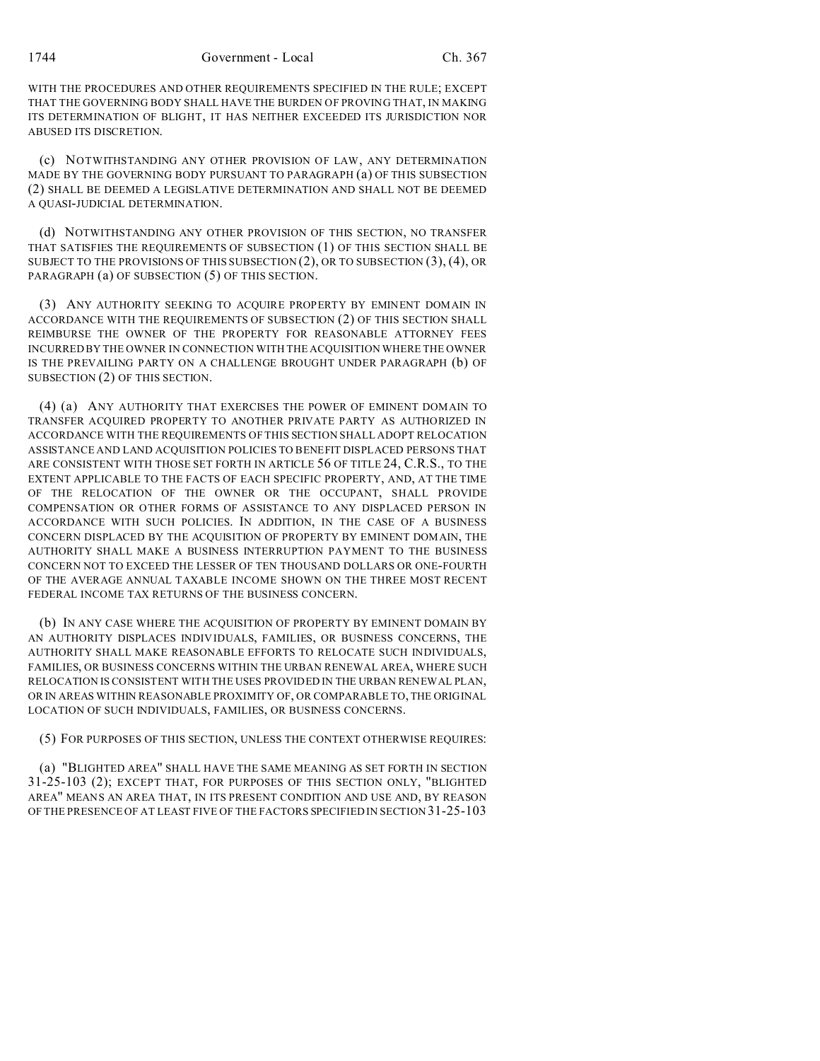WITH THE PROCEDURES AND OTHER REQUIREMENTS SPECIFIED IN THE RULE; EXCEPT THAT THE GOVERNING BODY SHALL HAVE THE BURDEN OF PROVING THAT, IN MAKING ITS DETERMINATION OF BLIGHT, IT HAS NEITHER EXCEEDED ITS JURISDICTION NOR ABUSED ITS DISCRETION.

(c) NOTWITHSTANDING ANY OTHER PROVISION OF LAW, ANY DETERMINATION MADE BY THE GOVERNING BODY PURSUANT TO PARAGRAPH (a) OF THIS SUBSECTION (2) SHALL BE DEEMED A LEGISLATIVE DETERMINATION AND SHALL NOT BE DEEMED A QUASI-JUDICIAL DETERMINATION.

(d) NOTWITHSTANDING ANY OTHER PROVISION OF THIS SECTION, NO TRANSFER THAT SATISFIES THE REQUIREMENTS OF SUBSECTION (1) OF THIS SECTION SHALL BE SUBJECT TO THE PROVISIONS OF THIS SUBSECTION (2), OR TO SUBSECTION (3), (4), OR PARAGRAPH (a) OF SUBSECTION (5) OF THIS SECTION.

(3) ANY AUTHORITY SEEKING TO ACQUIRE PROPERTY BY EMINENT DOMAIN IN ACCORDANCE WITH THE REQUIREMENTS OF SUBSECTION (2) OF THIS SECTION SHALL REIMBURSE THE OWNER OF THE PROPERTY FOR REASONABLE ATTORNEY FEES INCURRED BY THE OWNER IN CONNECTION WITH THE ACQUISITION WHERE THE OWNER IS THE PREVAILING PARTY ON A CHALLENGE BROUGHT UNDER PARAGRAPH (b) OF SUBSECTION (2) OF THIS SECTION.

(4) (a) ANY AUTHORITY THAT EXERCISES THE POWER OF EMINENT DOMAIN TO TRANSFER ACQUIRED PROPERTY TO ANOTHER PRIVATE PARTY AS AUTHORIZED IN ACCORDANCE WITH THE REQUIREMENTS OF THIS SECTION SHALL ADOPT RELOCATION ASSISTANCE AND LAND ACQUISITION POLICIES TO BENEFIT DISPLACED PERSONS THAT ARE CONSISTENT WITH THOSE SET FORTH IN ARTICLE 56 OF TITLE 24, C.R.S., TO THE EXTENT APPLICABLE TO THE FACTS OF EACH SPECIFIC PROPERTY, AND, AT THE TIME OF THE RELOCATION OF THE OWNER OR THE OCCUPANT, SHALL PROVIDE COMPENSATION OR OTHER FORMS OF ASSISTANCE TO ANY DISPLACED PERSON IN ACCORDANCE WITH SUCH POLICIES. IN ADDITION, IN THE CASE OF A BUSINESS CONCERN DISPLACED BY THE ACQUISITION OF PROPERTY BY EMINENT DOMAIN, THE AUTHORITY SHALL MAKE A BUSINESS INTERRUPTION PAYMENT TO THE BUSINESS CONCERN NOT TO EXCEED THE LESSER OF TEN THOUSAND DOLLARS OR ONE-FOURTH OF THE AVERAGE ANNUAL TAXABLE INCOME SHOWN ON THE THREE MOST RECENT FEDERAL INCOME TAX RETURNS OF THE BUSINESS CONCERN.

(b) IN ANY CASE WHERE THE ACQUISITION OF PROPERTY BY EMINENT DOMAIN BY AN AUTHORITY DISPLACES INDIVIDUALS, FAMILIES, OR BUSINESS CONCERNS, THE AUTHORITY SHALL MAKE REASONABLE EFFORTS TO RELOCATE SUCH INDIVIDUALS, FAMILIES, OR BUSINESS CONCERNS WITHIN THE URBAN RENEWAL AREA, WHERE SUCH RELOCATION IS CONSISTENT WITH THE USES PROVIDED IN THE URBAN RENEWAL PLAN, OR IN AREAS WITHIN REASONABLE PROXIMITY OF, OR COMPARABLE TO, THE ORIGINAL LOCATION OF SUCH INDIVIDUALS, FAMILIES, OR BUSINESS CONCERNS.

(5) FOR PURPOSES OF THIS SECTION, UNLESS THE CONTEXT OTHERWISE REQUIRES:

(a) "BLIGHTED AREA" SHALL HAVE THE SAME MEANING AS SET FORTH IN SECTION 31-25-103 (2); EXCEPT THAT, FOR PURPOSES OF THIS SECTION ONLY, "BLIGHTED AREA" MEANS AN AREA THAT, IN ITS PRESENT CONDITION AND USE AND, BY REASON OF THE PRESENCE OF AT LEAST FIVE OF THE FACTORS SPECIFIED IN SECTION 31-25-103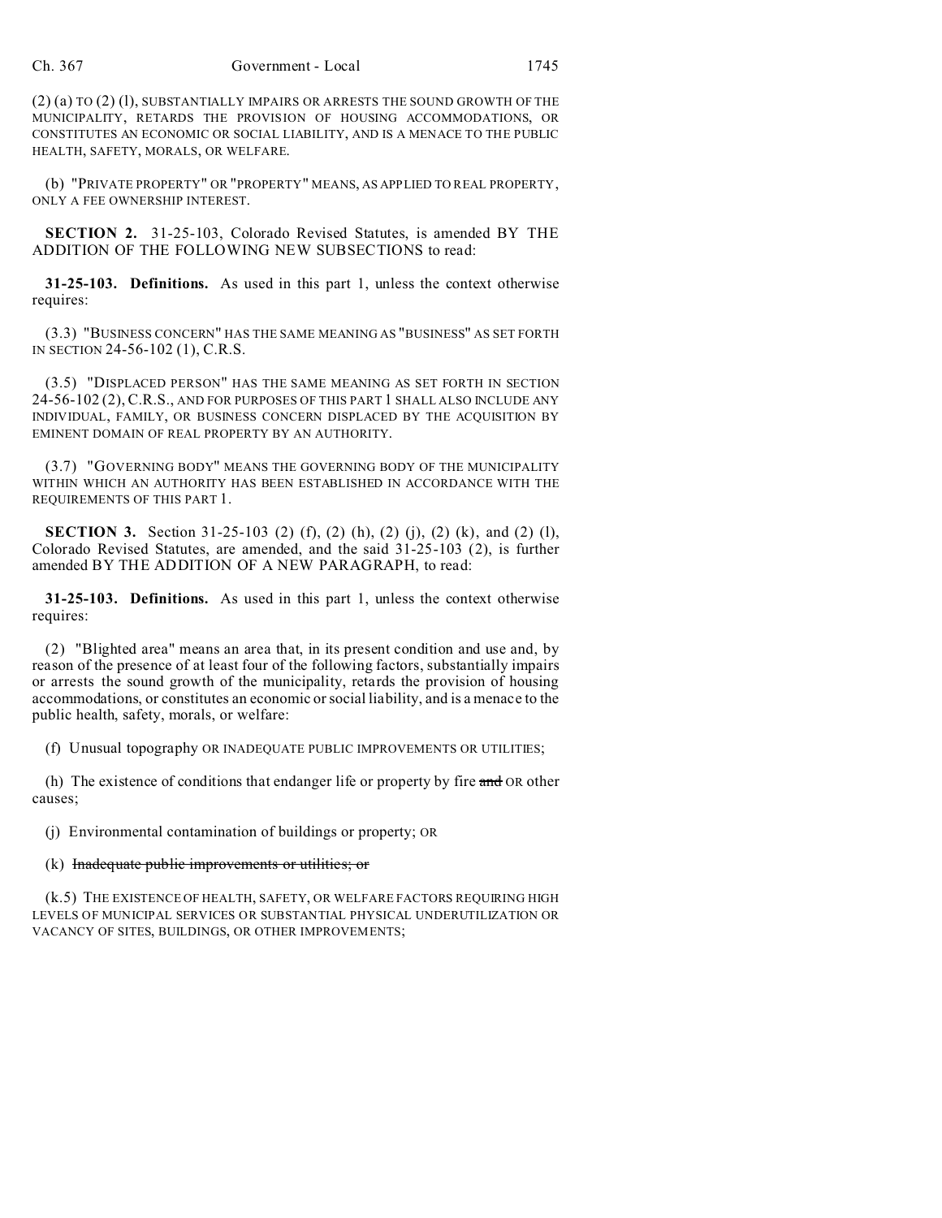(2) (a) TO (2) (l), SUBSTANTIALLY IMPAIRS OR ARRESTS THE SOUND GROWTH OF THE MUNICIPALITY, RETARDS THE PROVISION OF HOUSING ACCOMMODATIONS, OR CONSTITUTES AN ECONOMIC OR SOCIAL LIABILITY, AND IS A MENACE TO THE PUBLIC HEALTH, SAFETY, MORALS, OR WELFARE.

(b) "PRIVATE PROPERTY" OR "PROPERTY" MEANS, AS APPLIED TO REAL PROPERTY, ONLY A FEE OWNERSHIP INTEREST.

**SECTION 2.** 31-25-103, Colorado Revised Statutes, is amended BY THE ADDITION OF THE FOLLOWING NEW SUBSECTIONS to read:

**31-25-103. Definitions.** As used in this part 1, unless the context otherwise requires:

(3.3) "BUSINESS CONCERN" HAS THE SAME MEANING AS "BUSINESS" AS SET FORTH IN SECTION 24-56-102 (1), C.R.S.

(3.5) "DISPLACED PERSON" HAS THE SAME MEANING AS SET FORTH IN SECTION 24-56-102 (2), C.R.S., AND FOR PURPOSES OF THIS PART 1 SHALL ALSO INCLUDE ANY INDIVIDUAL, FAMILY, OR BUSINESS CONCERN DISPLACED BY THE ACQUISITION BY EMINENT DOMAIN OF REAL PROPERTY BY AN AUTHORITY.

(3.7) "GOVERNING BODY" MEANS THE GOVERNING BODY OF THE MUNICIPALITY WITHIN WHICH AN AUTHORITY HAS BEEN ESTABLISHED IN ACCORDANCE WITH THE REQUIREMENTS OF THIS PART 1.

**SECTION 3.** Section 31-25-103 (2) (f), (2) (h), (2) (j), (2) (k), and (2) (l), Colorado Revised Statutes, are amended, and the said 31-25-103 (2), is further amended BY THE ADDITION OF A NEW PARAGRAPH, to read:

**31-25-103. Definitions.** As used in this part 1, unless the context otherwise requires:

(2) "Blighted area" means an area that, in its present condition and use and, by reason of the presence of at least four of the following factors, substantially impairs or arrests the sound growth of the municipality, retards the provision of housing accommodations, or constitutes an economic or social liability, and is a menace to the public health, safety, morals, or welfare:

(f) Unusual topography OR INADEQUATE PUBLIC IMPROVEMENTS OR UTILITIES;

(h) The existence of conditions that endanger life or property by fire ~~and~~ OR other causes;

(j) Environmental contamination of buildings or property; OR

(k) ~~Inadequate public improvements or utilities; or~~

(k.5) THE EXISTENCE OF HEALTH, SAFETY, OR WELFARE FACTORS REQUIRING HIGH LEVELS OF MUNICIPAL SERVICES OR SUBSTANTIAL PHYSICAL UNDERUTILIZATION OR VACANCY OF SITES, BUILDINGS, OR OTHER IMPROVEMENTS;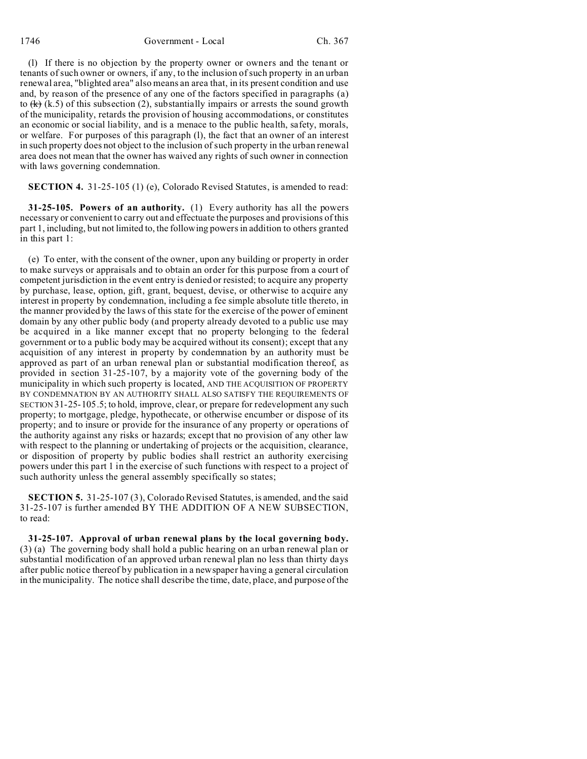(l) If there is no objection by the property owner or owners and the tenant or tenants of such owner or owners, if any, to the inclusion of such property in an urban renewal area, "blighted area" also means an area that, in its present condition and use and, by reason of the presence of any one of the factors specified in paragraphs (a) to ~~(k)~~ (k.5) of this subsection (2), substantially impairs or arrests the sound growth of the municipality, retards the provision of housing accommodations, or constitutes an economic or social liability, and is a menace to the public health, safety, morals, or welfare. For purposes of this paragraph (l), the fact that an owner of an interest in such property does not object to the inclusion of such property in the urban renewal area does not mean that the owner has waived any rights of such owner in connection with laws governing condemnation.

**SECTION 4.** 31-25-105 (1) (e), Colorado Revised Statutes, is amended to read:

**31-25-105. Powers of an authority.** (1) Every authority has all the powers necessary or convenient to carry out and effectuate the purposes and provisions of this part 1, including, but not limited to, the following powers in addition to others granted in this part 1:

(e) To enter, with the consent of the owner, upon any building or property in order to make surveys or appraisals and to obtain an order for this purpose from a court of competent jurisdiction in the event entry is denied or resisted; to acquire any property by purchase, lease, option, gift, grant, bequest, devise, or otherwise to acquire any interest in property by condemnation, including a fee simple absolute title thereto, in the manner provided by the laws of this state for the exercise of the power of eminent domain by any other public body (and property already devoted to a public use may be acquired in a like manner except that no property belonging to the federal government or to a public body may be acquired without its consent); except that any acquisition of any interest in property by condemnation by an authority must be approved as part of an urban renewal plan or substantial modification thereof, as provided in section 31-25-107, by a majority vote of the governing body of the municipality in which such property is located, AND THE ACQUISITION OF PROPERTY BY CONDEMNATION BY AN AUTHORITY SHALL ALSO SATISFY THE REQUIREMENTS OF SECTION 31-25-105.5; to hold, improve, clear, or prepare for redevelopment any such property; to mortgage, pledge, hypothecate, or otherwise encumber or dispose of its property; and to insure or provide for the insurance of any property or operations of the authority against any risks or hazards; except that no provision of any other law with respect to the planning or undertaking of projects or the acquisition, clearance, or disposition of property by public bodies shall restrict an authority exercising powers under this part 1 in the exercise of such functions with respect to a project of such authority unless the general assembly specifically so states;

**SECTION 5.** 31-25-107 (3), Colorado Revised Statutes, is amended, and the said 31-25-107 is further amended BY THE ADDITION OF A NEW SUBSECTION, to read:

**31-25-107. Approval of urban renewal plans by the local governing body.** (3) (a) The governing body shall hold a public hearing on an urban renewal plan or substantial modification of an approved urban renewal plan no less than thirty days after public notice thereof by publication in a newspaper having a general circulation in the municipality. The notice shall describe the time, date, place, and purpose of the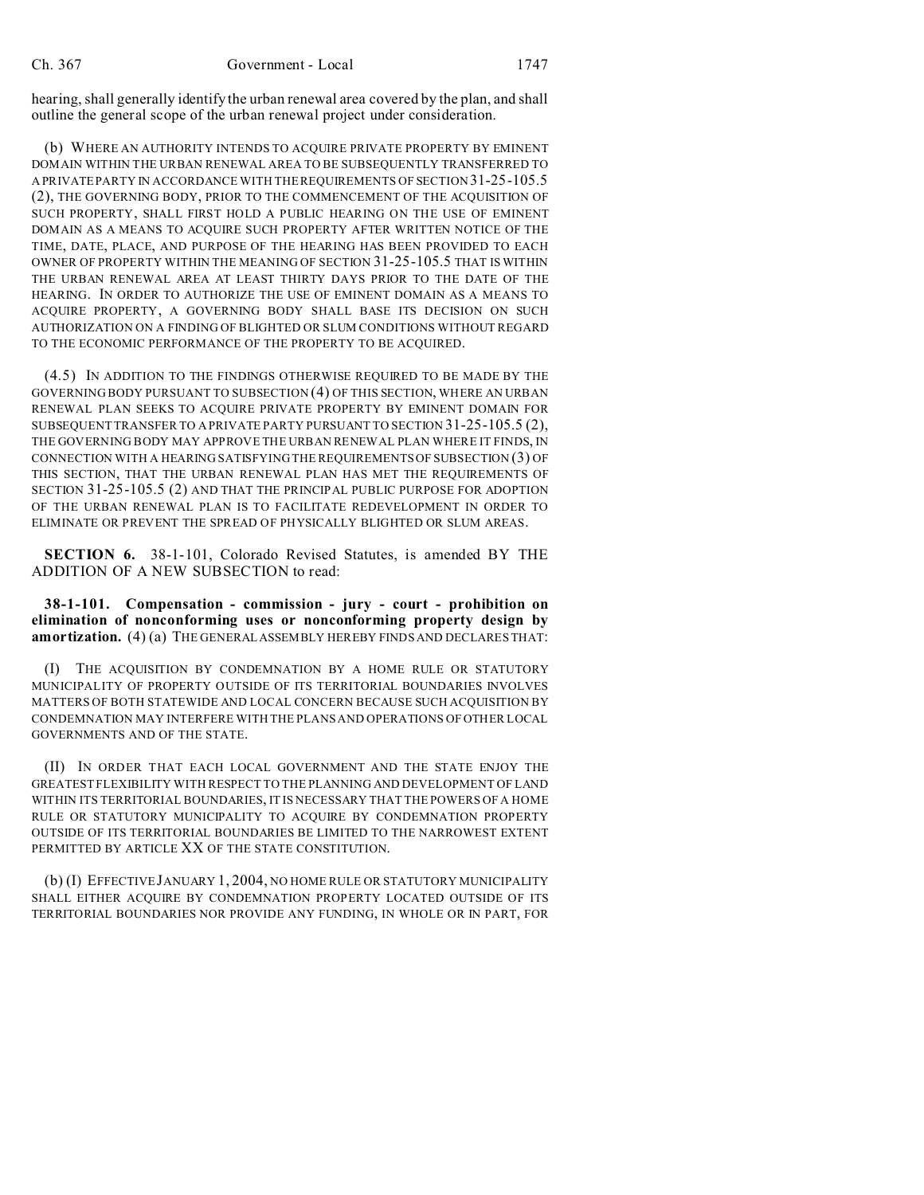hearing, shall generally identify the urban renewal area covered by the plan, and shall outline the general scope of the urban renewal project under consideration.

(b) WHERE AN AUTHORITY INTENDS TO ACQUIRE PRIVATE PROPERTY BY EMINENT DOMAIN WITHIN THE URBAN RENEWAL AREA TO BE SUBSEQUENTLY TRANSFERRED TO A PRIVATE PARTY IN ACCORDANCE WITH THE REQUIREMENTS OF SECTION 31-25-105.5 (2), THE GOVERNING BODY, PRIOR TO THE COMMENCEMENT OF THE ACQUISITION OF SUCH PROPERTY, SHALL FIRST HOLD A PUBLIC HEARING ON THE USE OF EMINENT DOMAIN AS A MEANS TO ACQUIRE SUCH PROPERTY AFTER WRITTEN NOTICE OF THE TIME, DATE, PLACE, AND PURPOSE OF THE HEARING HAS BEEN PROVIDED TO EACH OWNER OF PROPERTY WITHIN THE MEANING OF SECTION 31-25-105.5 THAT IS WITHIN THE URBAN RENEWAL AREA AT LEAST THIRTY DAYS PRIOR TO THE DATE OF THE HEARING. IN ORDER TO AUTHORIZE THE USE OF EMINENT DOMAIN AS A MEANS TO ACQUIRE PROPERTY, A GOVERNING BODY SHALL BASE ITS DECISION ON SUCH AUTHORIZATION ON A FINDING OF BLIGHTED OR SLUM CONDITIONS WITHOUT REGARD TO THE ECONOMIC PERFORMANCE OF THE PROPERTY TO BE ACQUIRED.

(4.5) IN ADDITION TO THE FINDINGS OTHERWISE REQUIRED TO BE MADE BY THE GOVERNING BODY PURSUANT TO SUBSECTION (4) OF THIS SECTION, WHERE AN URBAN RENEWAL PLAN SEEKS TO ACQUIRE PRIVATE PROPERTY BY EMINENT DOMAIN FOR SUBSEQUENT TRANSFER TO A PRIVATE PARTY PURSUANT TO SECTION 31-25-105.5 (2), THE GOVERNING BODY MAY APPROVE THE URBAN RENEWAL PLAN WHERE IT FINDS, IN CONNECTION WITH A HEARING SATISFYING THE REQUIREMENTS OF SUBSECTION (3) OF THIS SECTION, THAT THE URBAN RENEWAL PLAN HAS MET THE REQUIREMENTS OF SECTION 31-25-105.5 (2) AND THAT THE PRINCIPAL PUBLIC PURPOSE FOR ADOPTION OF THE URBAN RENEWAL PLAN IS TO FACILITATE REDEVELOPMENT IN ORDER TO ELIMINATE OR PREVENT THE SPREAD OF PHYSICALLY BLIGHTED OR SLUM AREAS.

**SECTION 6.** 38-1-101, Colorado Revised Statutes, is amended BY THE ADDITION OF A NEW SUBSECTION to read:

**38-1-101. Compensation - commission - jury - court - prohibition on elimination of nonconforming uses or nonconforming property design by amortization.** (4) (a) THE GENERAL ASSEMBLY HEREBY FINDS AND DECLARES THAT:

(I) THE ACQUISITION BY CONDEMNATION BY A HOME RULE OR STATUTORY MUNICIPALITY OF PROPERTY OUTSIDE OF ITS TERRITORIAL BOUNDARIES INVOLVES MATTERS OF BOTH STATEWIDE AND LOCAL CONCERN BECAUSE SUCH ACQUISITION BY CONDEMNATION MAY INTERFERE WITH THE PLANS AND OPERATIONS OF OTHER LOCAL GOVERNMENTS AND OF THE STATE.

(II) IN ORDER THAT EACH LOCAL GOVERNMENT AND THE STATE ENJOY THE GREATEST FLEXIBILITY WITH RESPECT TO THE PLANNING AND DEVELOPMENT OF LAND WITHIN ITS TERRITORIAL BOUNDARIES, IT IS NECESSARY THAT THE POWERS OF A HOME RULE OR STATUTORY MUNICIPALITY TO ACQUIRE BY CONDEMNATION PROPERTY OUTSIDE OF ITS TERRITORIAL BOUNDARIES BE LIMITED TO THE NARROWEST EXTENT PERMITTED BY ARTICLE XX OF THE STATE CONSTITUTION.

(b) (I) EFFECTIVE JANUARY 1, 2004, NO HOME RULE OR STATUTORY MUNICIPALITY SHALL EITHER ACQUIRE BY CONDEMNATION PROPERTY LOCATED OUTSIDE OF ITS TERRITORIAL BOUNDARIES NOR PROVIDE ANY FUNDING, IN WHOLE OR IN PART, FOR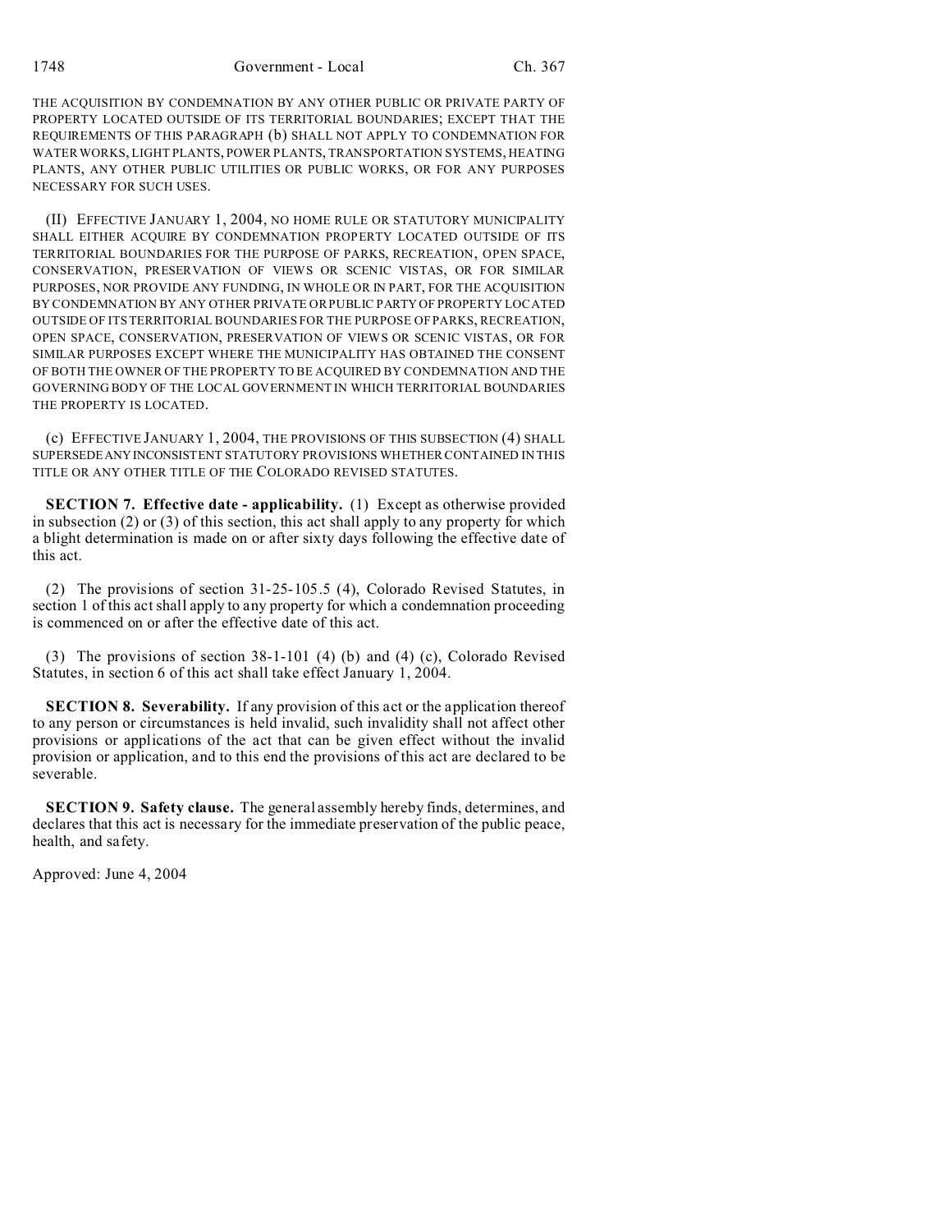THE ACQUISITION BY CONDEMNATION BY ANY OTHER PUBLIC OR PRIVATE PARTY OF PROPERTY LOCATED OUTSIDE OF ITS TERRITORIAL BOUNDARIES; EXCEPT THAT THE REQUIREMENTS OF THIS PARAGRAPH (b) SHALL NOT APPLY TO CONDEMNATION FOR WATER WORKS, LIGHT PLANTS, POWER PLANTS, TRANSPORTATION SYSTEMS, HEATING PLANTS, ANY OTHER PUBLIC UTILITIES OR PUBLIC WORKS, OR FOR ANY PURPOSES NECESSARY FOR SUCH USES.

(II) EFFECTIVE JANUARY 1, 2004, NO HOME RULE OR STATUTORY MUNICIPALITY SHALL EITHER ACQUIRE BY CONDEMNATION PROPERTY LOCATED OUTSIDE OF ITS TERRITORIAL BOUNDARIES FOR THE PURPOSE OF PARKS, RECREATION, OPEN SPACE, CONSERVATION, PRESERVATION OF VIEWS OR SCENIC VISTAS, OR FOR SIMILAR PURPOSES, NOR PROVIDE ANY FUNDING, IN WHOLE OR IN PART, FOR THE ACQUISITION BY CONDEMNATION BY ANY OTHER PRIVATE OR PUBLIC PARTY OF PROPERTY LOCATED OUTSIDE OF ITS TERRITORIAL BOUNDARIES FOR THE PURPOSE OF PARKS, RECREATION, OPEN SPACE, CONSERVATION, PRESERVATION OF VIEWS OR SCENIC VISTAS, OR FOR SIMILAR PURPOSES EXCEPT WHERE THE MUNICIPALITY HAS OBTAINED THE CONSENT OF BOTH THE OWNER OF THE PROPERTY TO BE ACQUIRED BY CONDEMNATION AND THE GOVERNING BODY OF THE LOCAL GOVERNMENT IN WHICH TERRITORIAL BOUNDARIES THE PROPERTY IS LOCATED.

(c) EFFECTIVE JANUARY 1, 2004, THE PROVISIONS OF THIS SUBSECTION (4) SHALL SUPERSEDE ANY INCONSISTENT STATUTORY PROVISIONS WHETHER CONTAINED IN THIS TITLE OR ANY OTHER TITLE OF THE COLORADO REVISED STATUTES.

**SECTION 7. Effective date - applicability.** (1) Except as otherwise provided in subsection (2) or (3) of this section, this act shall apply to any property for which a blight determination is made on or after sixty days following the effective date of this act.

(2) The provisions of section 31-25-105.5 (4), Colorado Revised Statutes, in section 1 of this act shall apply to any property for which a condemnation proceeding is commenced on or after the effective date of this act.

(3) The provisions of section 38-1-101 (4) (b) and (4) (c), Colorado Revised Statutes, in section 6 of this act shall take effect January 1, 2004.

**SECTION 8. Severability.** If any provision of this act or the application thereof to any person or circumstances is held invalid, such invalidity shall not affect other provisions or applications of the act that can be given effect without the invalid provision or application, and to this end the provisions of this act are declared to be severable.

**SECTION 9. Safety clause.** The general assembly hereby finds, determines, and declares that this act is necessary for the immediate preservation of the public peace, health, and safety.

Approved: June 4, 2004